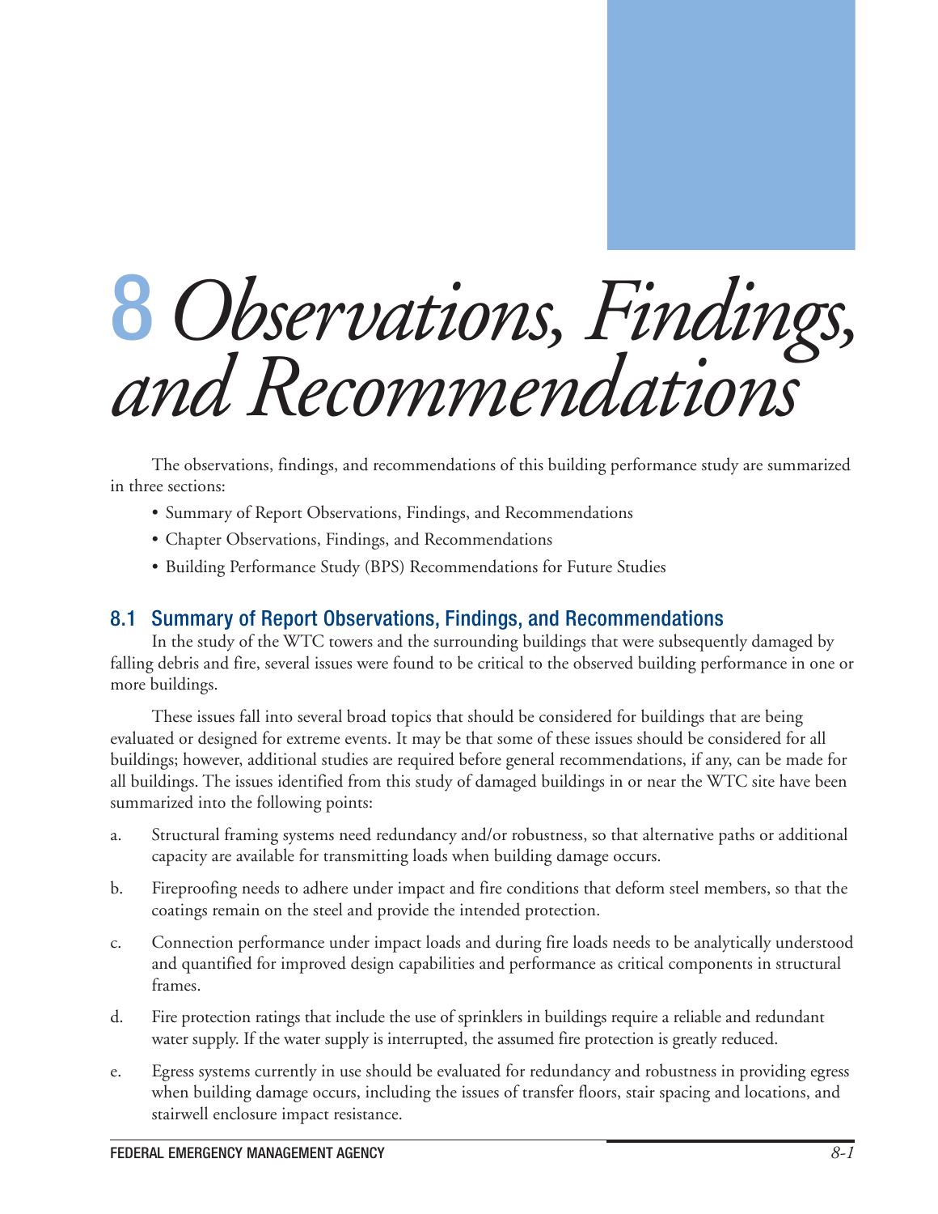# 8 Observations, Findings, and Recommendations

The observations, findings, and recommendations of this building performance study are summarized in three sections:

- Summary of Report Observations, Findings, and Recommendations
- Chapter Observations, Findings, and Recommendations
- Building Performance Study (BPS) Recommendations for Future Studies

## 8.1 Summary of Report Observations, Findings, and Recommendations

In the study of the WTC towers and the surrounding buildings that were subsequently damaged by falling debris and fire, several issues were found to be critical to the observed building performance in one or more buildings.

These issues fall into several broad topics that should be considered for buildings that are being evaluated or designed for extreme events. It may be that some of these issues should be considered for all buildings; however, additional studies are required before general recommendations, if any, can be made for all buildings. The issues identified from this study of damaged buildings in or near the WTC site have been summarized into the following points:

a. Structural framing systems need redundancy and/or robustness, so that alternative paths or additional capacity are available for transmitting loads when building damage occurs.

b. Fireproofing needs to adhere under impact and fire conditions that deform steel members, so that the coatings remain on the steel and provide the intended protection.

c. Connection performance under impact loads and during fire loads needs to be analytically understood and quantified for improved design capabilities and performance as critical components in structural frames.

d. Fire protection ratings that include the use of sprinklers in buildings require a reliable and redundant water supply. If the water supply is interrupted, the assumed fire protection is greatly reduced.

e. Egress systems currently in use should be evaluated for redundancy and robustness in providing egress when building damage occurs, including the issues of transfer floors, stair spacing and locations, and stairwell enclosure impact resistance.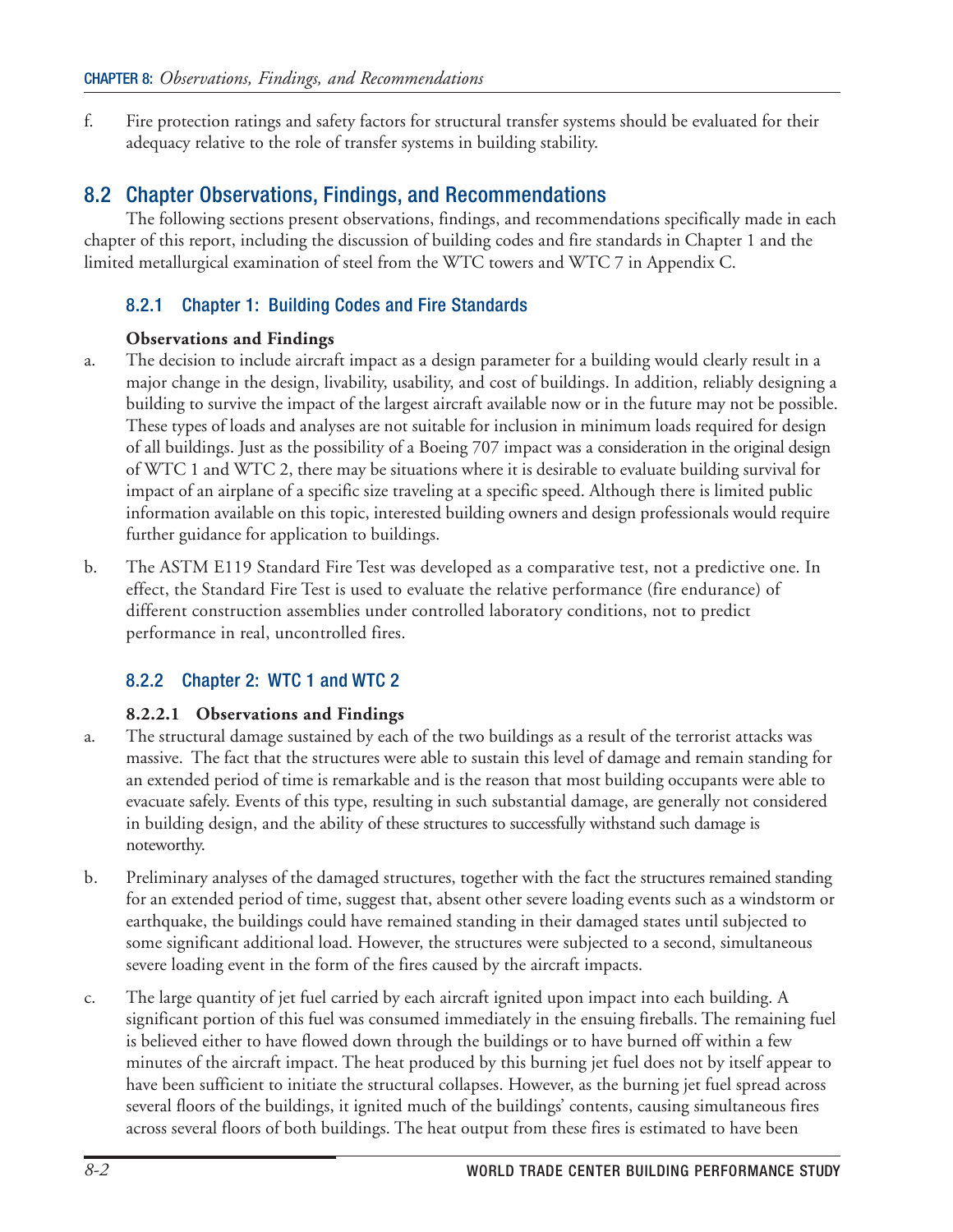f. Fire protection ratings and safety factors for structural transfer systems should be evaluated for their adequacy relative to the role of transfer systems in building stability.

## 8.2 Chapter Observations, Findings, and Recommendations

The following sections present observations, findings, and recommendations specifically made in each chapter of this report, including the discussion of building codes and fire standards in Chapter 1 and the limited metallurgical examination of steel from the WTC towers and WTC 7 in Appendix C.

### 8.2.1 Chapter 1: Building Codes and Fire Standards

**Observations and Findings**

a. The decision to include aircraft impact as a design parameter for a building would clearly result in a major change in the design, livability, usability, and cost of buildings. In addition, reliably designing a building to survive the impact of the largest aircraft available now or in the future may not be possible. These types of loads and analyses are not suitable for inclusion in minimum loads required for design of all buildings. Just as the possibility of a Boeing 707 impact was a consideration in the original design of WTC 1 and WTC 2, there may be situations where it is desirable to evaluate building survival for impact of an airplane of a specific size traveling at a specific speed. Although there is limited public information available on this topic, interested building owners and design professionals would require further guidance for application to buildings.

b. The ASTM E119 Standard Fire Test was developed as a comparative test, not a predictive one. In effect, the Standard Fire Test is used to evaluate the relative performance (fire endurance) of different construction assemblies under controlled laboratory conditions, not to predict performance in real, uncontrolled fires.

### 8.2.2 Chapter 2: WTC 1 and WTC 2

#### 8.2.2.1 Observations and Findings

a. The structural damage sustained by each of the two buildings as a result of the terrorist attacks was massive. The fact that the structures were able to sustain this level of damage and remain standing for an extended period of time is remarkable and is the reason that most building occupants were able to evacuate safely. Events of this type, resulting in such substantial damage, are generally not considered in building design, and the ability of these structures to successfully withstand such damage is noteworthy.

b. Preliminary analyses of the damaged structures, together with the fact the structures remained standing for an extended period of time, suggest that, absent other severe loading events such as a windstorm or earthquake, the buildings could have remained standing in their damaged states until subjected to some significant additional load. However, the structures were subjected to a second, simultaneous severe loading event in the form of the fires caused by the aircraft impacts.

c. The large quantity of jet fuel carried by each aircraft ignited upon impact into each building. A significant portion of this fuel was consumed immediately in the ensuing fireballs. The remaining fuel is believed either to have flowed down through the buildings or to have burned off within a few minutes of the aircraft impact. The heat produced by this burning jet fuel does not by itself appear to have been sufficient to initiate the structural collapses. However, as the burning jet fuel spread across several floors of the buildings, it ignited much of the buildings' contents, causing simultaneous fires across several floors of both buildings. The heat output from these fires is estimated to have been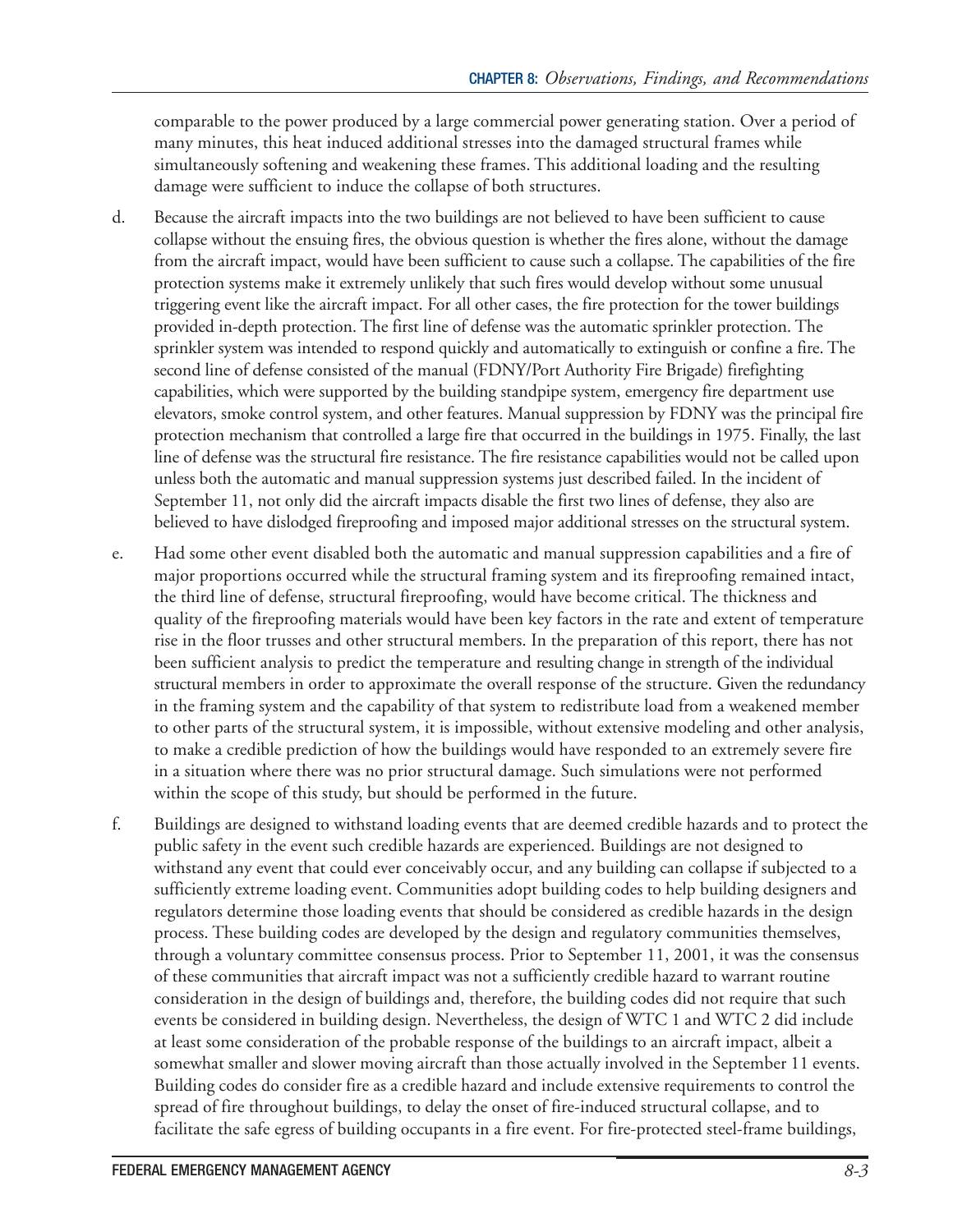comparable to the power produced by a large commercial power generating station. Over a period of many minutes, this heat induced additional stresses into the damaged structural frames while simultaneously softening and weakening these frames. This additional loading and the resulting damage were sufficient to induce the collapse of both structures.

d. Because the aircraft impacts into the two buildings are not believed to have been sufficient to cause collapse without the ensuing fires, the obvious question is whether the fires alone, without the damage from the aircraft impact, would have been sufficient to cause such a collapse. The capabilities of the fire protection systems make it extremely unlikely that such fires would develop without some unusual triggering event like the aircraft impact. For all other cases, the fire protection for the tower buildings provided in-depth protection. The first line of defense was the automatic sprinkler protection. The sprinkler system was intended to respond quickly and automatically to extinguish or confine a fire. The second line of defense consisted of the manual (FDNY/Port Authority Fire Brigade) firefighting capabilities, which were supported by the building standpipe system, emergency fire department use elevators, smoke control system, and other features. Manual suppression by FDNY was the principal fire protection mechanism that controlled a large fire that occurred in the buildings in 1975. Finally, the last line of defense was the structural fire resistance. The fire resistance capabilities would not be called upon unless both the automatic and manual suppression systems just described failed. In the incident of September 11, not only did the aircraft impacts disable the first two lines of defense, they also are believed to have dislodged fireproofing and imposed major additional stresses on the structural system.

e. Had some other event disabled both the automatic and manual suppression capabilities and a fire of major proportions occurred while the structural framing system and its fireproofing remained intact, the third line of defense, structural fireproofing, would have become critical. The thickness and quality of the fireproofing materials would have been key factors in the rate and extent of temperature rise in the floor trusses and other structural members. In the preparation of this report, there has not been sufficient analysis to predict the temperature and resulting change in strength of the individual structural members in order to approximate the overall response of the structure. Given the redundancy in the framing system and the capability of that system to redistribute load from a weakened member to other parts of the structural system, it is impossible, without extensive modeling and other analysis, to make a credible prediction of how the buildings would have responded to an extremely severe fire in a situation where there was no prior structural damage. Such simulations were not performed within the scope of this study, but should be performed in the future.

f. Buildings are designed to withstand loading events that are deemed credible hazards and to protect the public safety in the event such credible hazards are experienced. Buildings are not designed to withstand any event that could ever conceivably occur, and any building can collapse if subjected to a sufficiently extreme loading event. Communities adopt building codes to help building designers and regulators determine those loading events that should be considered as credible hazards in the design process. These building codes are developed by the design and regulatory communities themselves, through a voluntary committee consensus process. Prior to September 11, 2001, it was the consensus of these communities that aircraft impact was not a sufficiently credible hazard to warrant routine consideration in the design of buildings and, therefore, the building codes did not require that such events be considered in building design. Nevertheless, the design of WTC 1 and WTC 2 did include at least some consideration of the probable response of the buildings to an aircraft impact, albeit a somewhat smaller and slower moving aircraft than those actually involved in the September 11 events. Building codes do consider fire as a credible hazard and include extensive requirements to control the spread of fire throughout buildings, to delay the onset of fire-induced structural collapse, and to facilitate the safe egress of building occupants in a fire event. For fire-protected steel-frame buildings,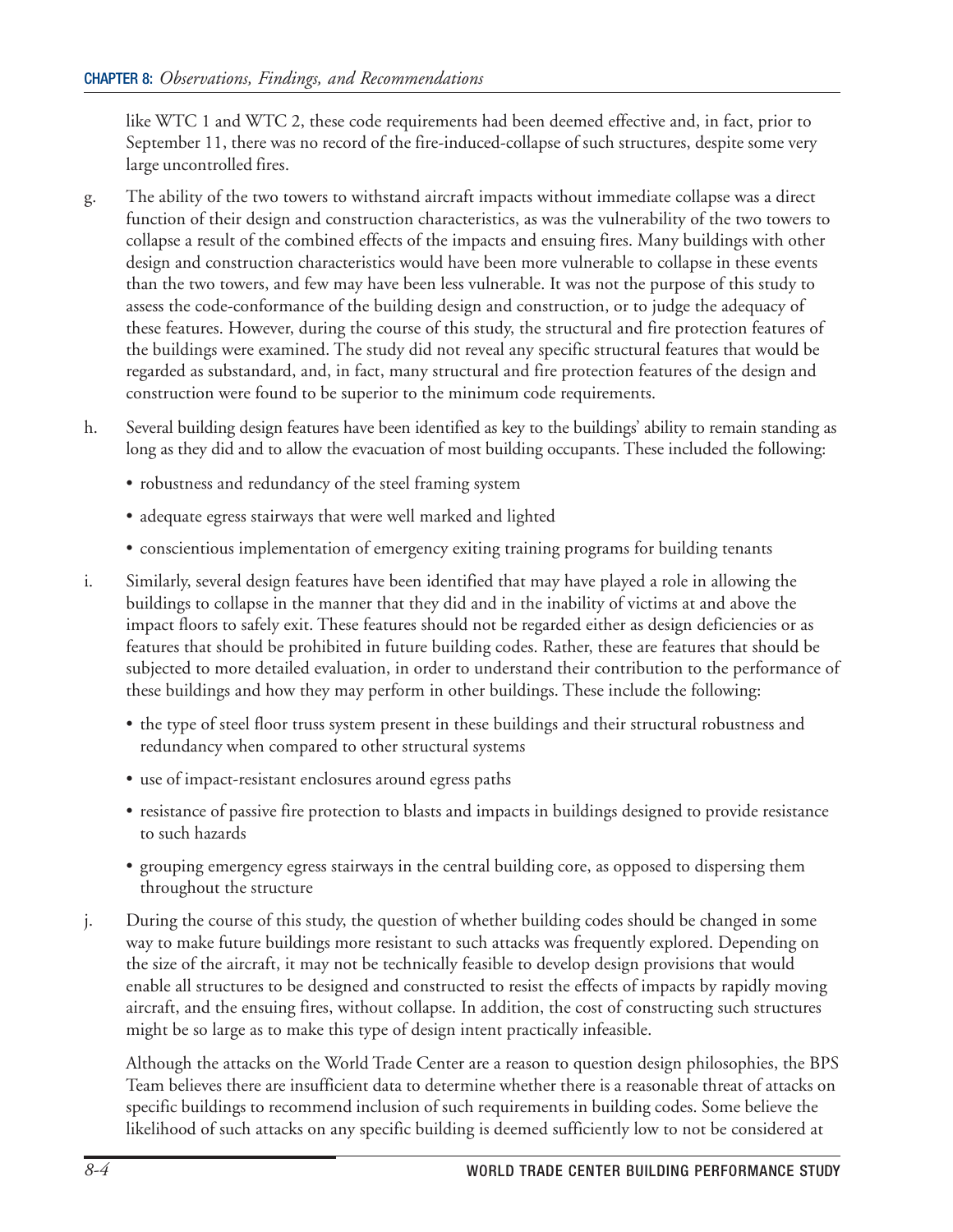like WTC 1 and WTC 2, these code requirements had been deemed effective and, in fact, prior to September 11, there was no record of the fire-induced-collapse of such structures, despite some very large uncontrolled fires.

g. The ability of the two towers to withstand aircraft impacts without immediate collapse was a direct function of their design and construction characteristics, as was the vulnerability of the two towers to collapse a result of the combined effects of the impacts and ensuing fires. Many buildings with other design and construction characteristics would have been more vulnerable to collapse in these events than the two towers, and few may have been less vulnerable. It was not the purpose of this study to assess the code-conformance of the building design and construction, or to judge the adequacy of these features. However, during the course of this study, the structural and fire protection features of the buildings were examined. The study did not reveal any specific structural features that would be regarded as substandard, and, in fact, many structural and fire protection features of the design and construction were found to be superior to the minimum code requirements.

h. Several building design features have been identified as key to the buildings' ability to remain standing as long as they did and to allow the evacuation of most building occupants. These included the following:

   - robustness and redundancy of the steel framing system
   - adequate egress stairways that were well marked and lighted
   - conscientious implementation of emergency exiting training programs for building tenants

i. Similarly, several design features have been identified that may have played a role in allowing the buildings to collapse in the manner that they did and in the inability of victims at and above the impact floors to safely exit. These features should not be regarded either as design deficiencies or as features that should be prohibited in future building codes. Rather, these are features that should be subjected to more detailed evaluation, in order to understand their contribution to the performance of these buildings and how they may perform in other buildings. These include the following:

   - the type of steel floor truss system present in these buildings and their structural robustness and redundancy when compared to other structural systems
   - use of impact-resistant enclosures around egress paths
   - resistance of passive fire protection to blasts and impacts in buildings designed to provide resistance to such hazards
   - grouping emergency egress stairways in the central building core, as opposed to dispersing them throughout the structure

j. During the course of this study, the question of whether building codes should be changed in some way to make future buildings more resistant to such attacks was frequently explored. Depending on the size of the aircraft, it may not be technically feasible to develop design provisions that would enable all structures to be designed and constructed to resist the effects of impacts by rapidly moving aircraft, and the ensuing fires, without collapse. In addition, the cost of constructing such structures might be so large as to make this type of design intent practically infeasible.

   Although the attacks on the World Trade Center are a reason to question design philosophies, the BPS Team believes there are insufficient data to determine whether there is a reasonable threat of attacks on specific buildings to recommend inclusion of such requirements in building codes. Some believe the likelihood of such attacks on any specific building is deemed sufficiently low to not be considered at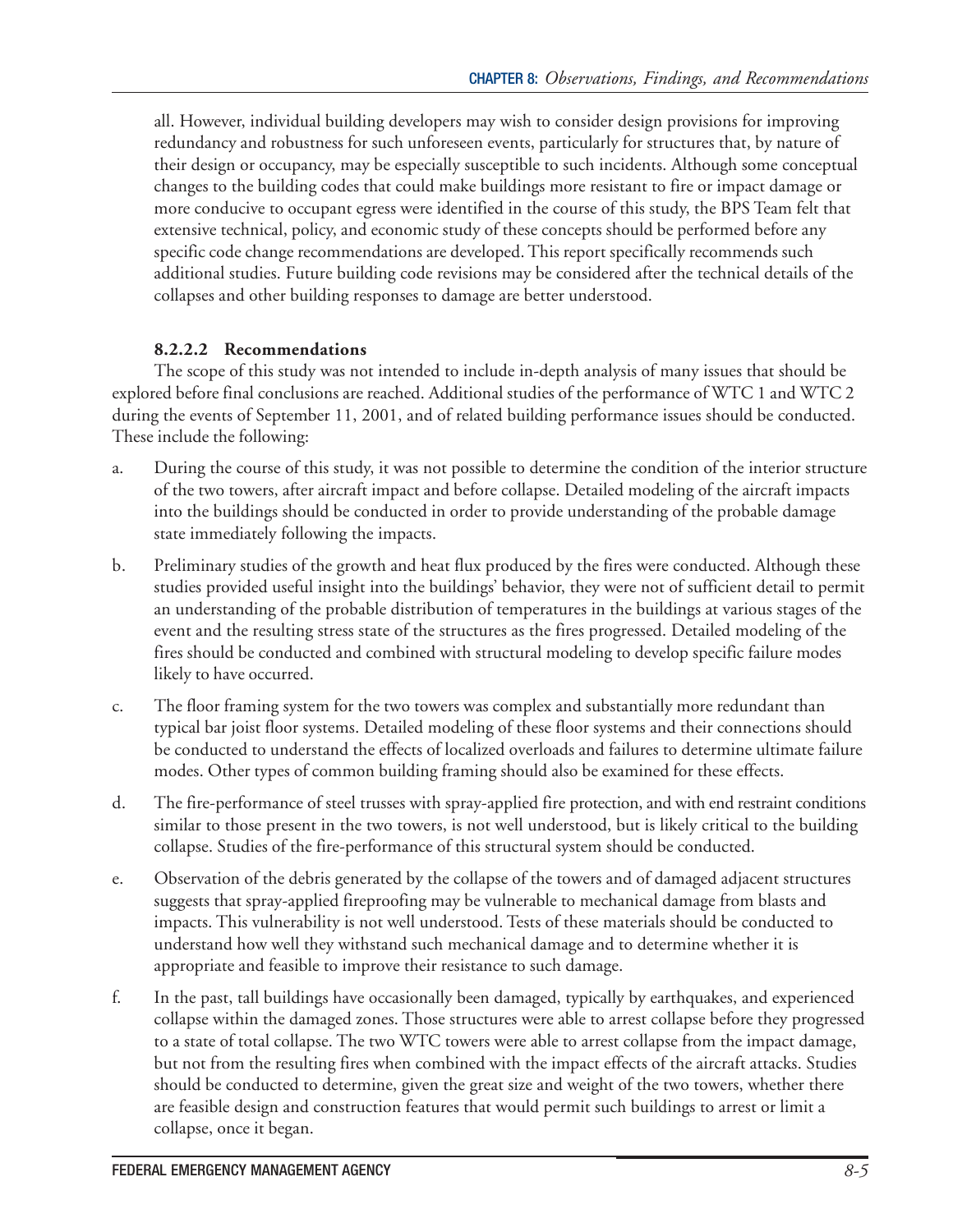all. However, individual building developers may wish to consider design provisions for improving redundancy and robustness for such unforeseen events, particularly for structures that, by nature of their design or occupancy, may be especially susceptible to such incidents. Although some conceptual changes to the building codes that could make buildings more resistant to fire or impact damage or more conducive to occupant egress were identified in the course of this study, the BPS Team felt that extensive technical, policy, and economic study of these concepts should be performed before any specific code change recommendations are developed. This report specifically recommends such additional studies. Future building code revisions may be considered after the technical details of the collapses and other building responses to damage are better understood.

#### 8.2.2.2 Recommendations

The scope of this study was not intended to include in-depth analysis of many issues that should be explored before final conclusions are reached. Additional studies of the performance of WTC 1 and WTC 2 during the events of September 11, 2001, and of related building performance issues should be conducted. These include the following:

a. During the course of this study, it was not possible to determine the condition of the interior structure of the two towers, after aircraft impact and before collapse. Detailed modeling of the aircraft impacts into the buildings should be conducted in order to provide understanding of the probable damage state immediately following the impacts.

b. Preliminary studies of the growth and heat flux produced by the fires were conducted. Although these studies provided useful insight into the buildings' behavior, they were not of sufficient detail to permit an understanding of the probable distribution of temperatures in the buildings at various stages of the event and the resulting stress state of the structures as the fires progressed. Detailed modeling of the fires should be conducted and combined with structural modeling to develop specific failure modes likely to have occurred.

c. The floor framing system for the two towers was complex and substantially more redundant than typical bar joist floor systems. Detailed modeling of these floor systems and their connections should be conducted to understand the effects of localized overloads and failures to determine ultimate failure modes. Other types of common building framing should also be examined for these effects.

d. The fire-performance of steel trusses with spray-applied fire protection, and with end restraint conditions similar to those present in the two towers, is not well understood, but is likely critical to the building collapse. Studies of the fire-performance of this structural system should be conducted.

e. Observation of the debris generated by the collapse of the towers and of damaged adjacent structures suggests that spray-applied fireproofing may be vulnerable to mechanical damage from blasts and impacts. This vulnerability is not well understood. Tests of these materials should be conducted to understand how well they withstand such mechanical damage and to determine whether it is appropriate and feasible to improve their resistance to such damage.

f. In the past, tall buildings have occasionally been damaged, typically by earthquakes, and experienced collapse within the damaged zones. Those structures were able to arrest collapse before they progressed to a state of total collapse. The two WTC towers were able to arrest collapse from the impact damage, but not from the resulting fires when combined with the impact effects of the aircraft attacks. Studies should be conducted to determine, given the great size and weight of the two towers, whether there are feasible design and construction features that would permit such buildings to arrest or limit a collapse, once it began.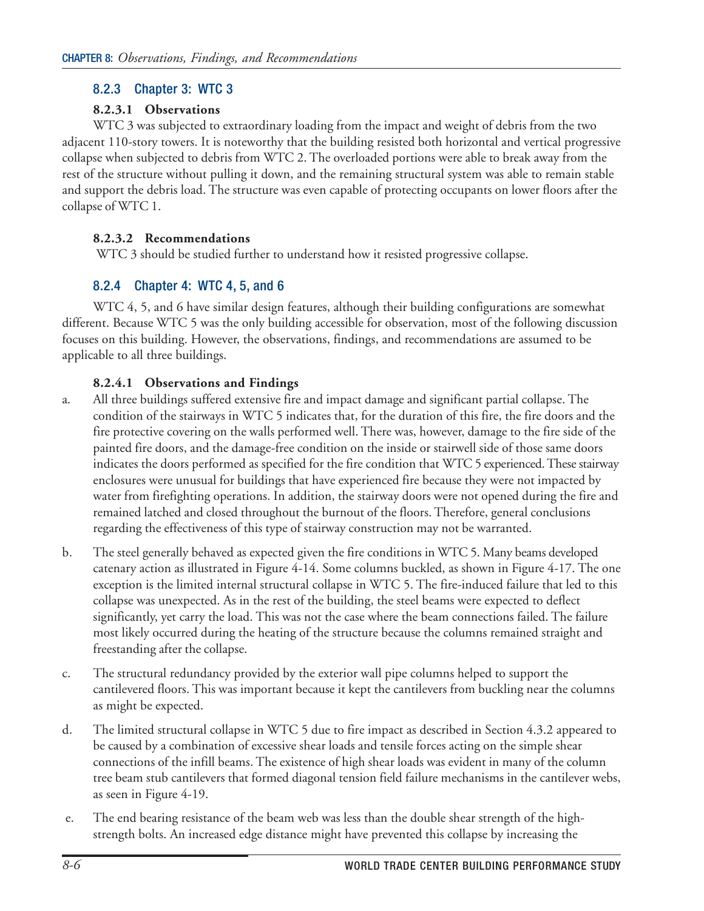### 8.2.3 Chapter 3: WTC 3

#### 8.2.3.1 Observations

WTC 3 was subjected to extraordinary loading from the impact and weight of debris from the two adjacent 110-story towers. It is noteworthy that the building resisted both horizontal and vertical progressive collapse when subjected to debris from WTC 2. The overloaded portions were able to break away from the rest of the structure without pulling it down, and the remaining structural system was able to remain stable and support the debris load. The structure was even capable of protecting occupants on lower floors after the collapse of WTC 1.

#### 8.2.3.2 Recommendations

WTC 3 should be studied further to understand how it resisted progressive collapse.

### 8.2.4 Chapter 4: WTC 4, 5, and 6

WTC 4, 5, and 6 have similar design features, although their building configurations are somewhat different. Because WTC 5 was the only building accessible for observation, most of the following discussion focuses on this building. However, the observations, findings, and recommendations are assumed to be applicable to all three buildings.

#### 8.2.4.1 Observations and Findings

a. All three buildings suffered extensive fire and impact damage and significant partial collapse. The condition of the stairways in WTC 5 indicates that, for the duration of this fire, the fire doors and the fire protective covering on the walls performed well. There was, however, damage to the fire side of the painted fire doors, and the damage-free condition on the inside or stairwell side of those same doors indicates the doors performed as specified for the fire condition that WTC 5 experienced. These stairway enclosures were unusual for buildings that have experienced fire because they were not impacted by water from firefighting operations. In addition, the stairway doors were not opened during the fire and remained latched and closed throughout the burnout of the floors. Therefore, general conclusions regarding the effectiveness of this type of stairway construction may not be warranted.

b. The steel generally behaved as expected given the fire conditions in WTC 5. Many beams developed catenary action as illustrated in Figure 4-14. Some columns buckled, as shown in Figure 4-17. The one exception is the limited internal structural collapse in WTC 5. The fire-induced failure that led to this collapse was unexpected. As in the rest of the building, the steel beams were expected to deflect significantly, yet carry the load. This was not the case where the beam connections failed. The failure most likely occurred during the heating of the structure because the columns remained straight and freestanding after the collapse.

c. The structural redundancy provided by the exterior wall pipe columns helped to support the cantilevered floors. This was important because it kept the cantilevers from buckling near the columns as might be expected.

d. The limited structural collapse in WTC 5 due to fire impact as described in Section 4.3.2 appeared to be caused by a combination of excessive shear loads and tensile forces acting on the simple shear connections of the infill beams. The existence of high shear loads was evident in many of the column tree beam stub cantilevers that formed diagonal tension field failure mechanisms in the cantilever webs, as seen in Figure 4-19.

e. The end bearing resistance of the beam web was less than the double shear strength of the high-strength bolts. An increased edge distance might have prevented this collapse by increasing the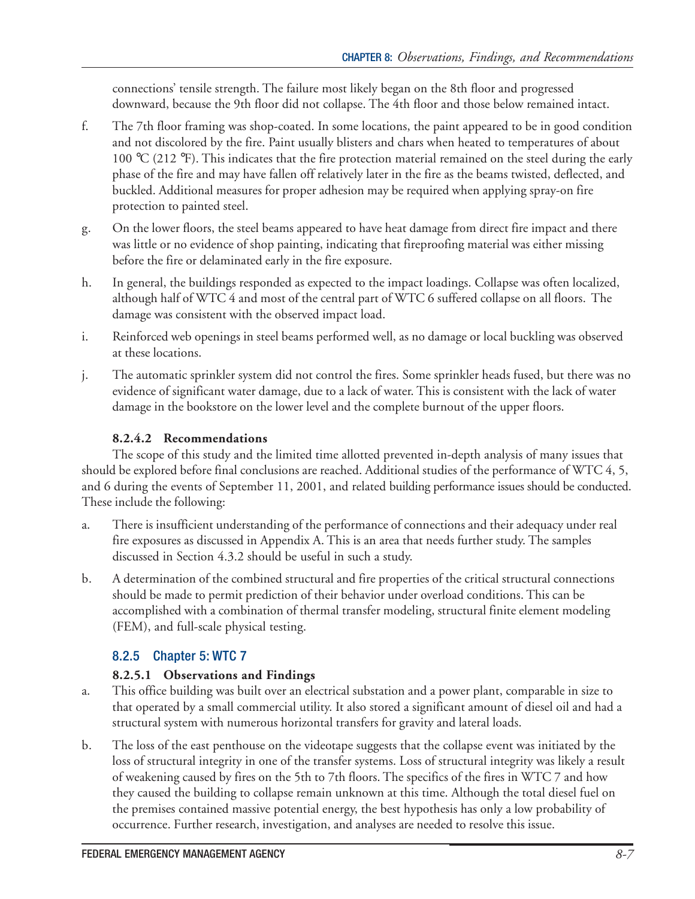connections' tensile strength. The failure most likely began on the 8th floor and progressed downward, because the 9th floor did not collapse. The 4th floor and those below remained intact.

f. The 7th floor framing was shop-coated. In some locations, the paint appeared to be in good condition and not discolored by the fire. Paint usually blisters and chars when heated to temperatures of about 100 °C (212 °F). This indicates that the fire protection material remained on the steel during the early phase of the fire and may have fallen off relatively later in the fire as the beams twisted, deflected, and buckled. Additional measures for proper adhesion may be required when applying spray-on fire protection to painted steel.

g. On the lower floors, the steel beams appeared to have heat damage from direct fire impact and there was little or no evidence of shop painting, indicating that fireproofing material was either missing before the fire or delaminated early in the fire exposure.

h. In general, the buildings responded as expected to the impact loadings. Collapse was often localized, although half of WTC 4 and most of the central part of WTC 6 suffered collapse on all floors. The damage was consistent with the observed impact load.

i. Reinforced web openings in steel beams performed well, as no damage or local buckling was observed at these locations.

j. The automatic sprinkler system did not control the fires. Some sprinkler heads fused, but there was no evidence of significant water damage, due to a lack of water. This is consistent with the lack of water damage in the bookstore on the lower level and the complete burnout of the upper floors.

#### 8.2.4.2 Recommendations

The scope of this study and the limited time allotted prevented in-depth analysis of many issues that should be explored before final conclusions are reached. Additional studies of the performance of WTC 4, 5, and 6 during the events of September 11, 2001, and related building performance issues should be conducted. These include the following:

a. There is insufficient understanding of the performance of connections and their adequacy under real fire exposures as discussed in Appendix A. This is an area that needs further study. The samples discussed in Section 4.3.2 should be useful in such a study.

b. A determination of the combined structural and fire properties of the critical structural connections should be made to permit prediction of their behavior under overload conditions. This can be accomplished with a combination of thermal transfer modeling, structural finite element modeling (FEM), and full-scale physical testing.

### 8.2.5 Chapter 5: WTC 7

#### 8.2.5.1 Observations and Findings

a. This office building was built over an electrical substation and a power plant, comparable in size to that operated by a small commercial utility. It also stored a significant amount of diesel oil and had a structural system with numerous horizontal transfers for gravity and lateral loads.

b. The loss of the east penthouse on the videotape suggests that the collapse event was initiated by the loss of structural integrity in one of the transfer systems. Loss of structural integrity was likely a result of weakening caused by fires on the 5th to 7th floors. The specifics of the fires in WTC 7 and how they caused the building to collapse remain unknown at this time. Although the total diesel fuel on the premises contained massive potential energy, the best hypothesis has only a low probability of occurrence. Further research, investigation, and analyses are needed to resolve this issue.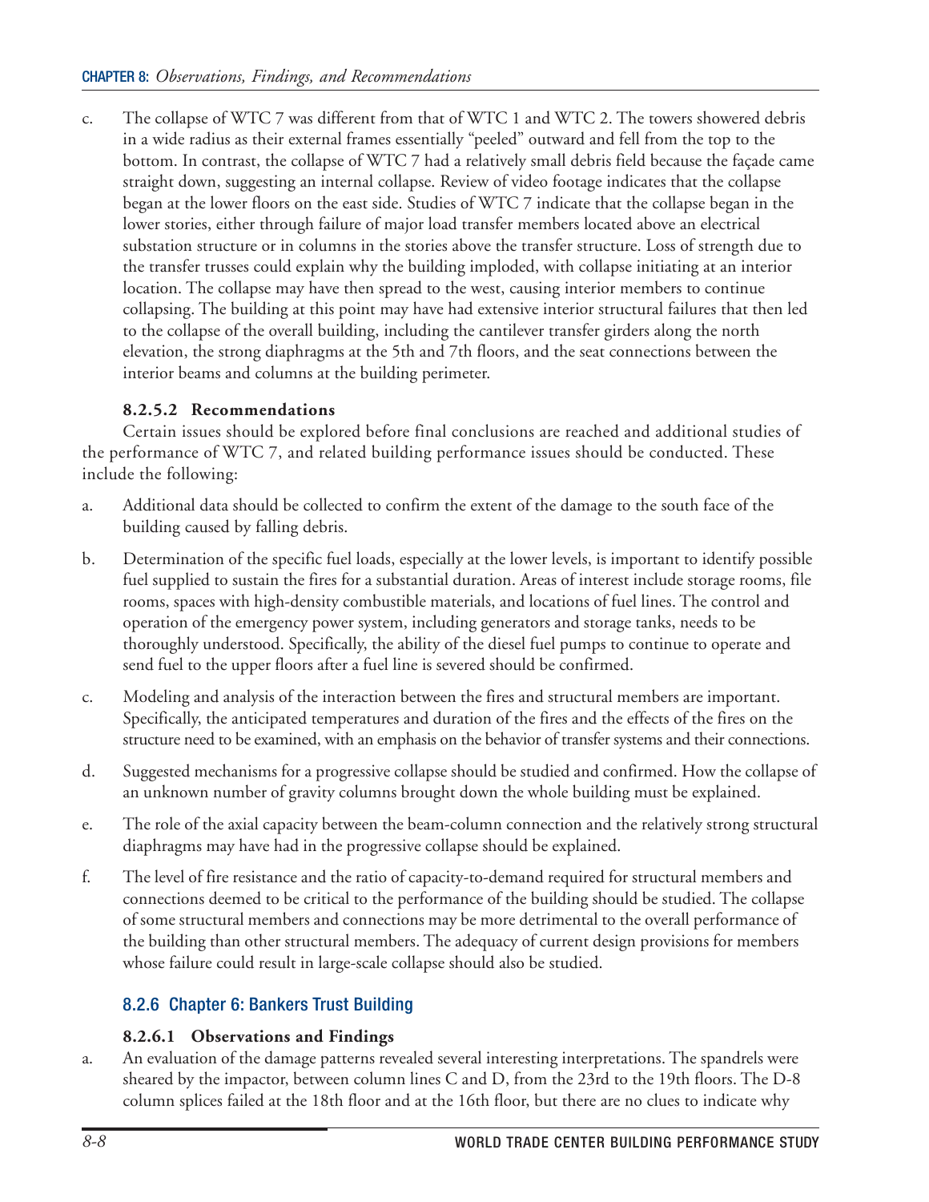c. The collapse of WTC 7 was different from that of WTC 1 and WTC 2. The towers showered debris in a wide radius as their external frames essentially "peeled" outward and fell from the top to the bottom. In contrast, the collapse of WTC 7 had a relatively small debris field because the façade came straight down, suggesting an internal collapse. Review of video footage indicates that the collapse began at the lower floors on the east side. Studies of WTC 7 indicate that the collapse began in the lower stories, either through failure of major load transfer members located above an electrical substation structure or in columns in the stories above the transfer structure. Loss of strength due to the transfer trusses could explain why the building imploded, with collapse initiating at an interior location. The collapse may have then spread to the west, causing interior members to continue collapsing. The building at this point may have had extensive interior structural failures that then led to the collapse of the overall building, including the cantilever transfer girders along the north elevation, the strong diaphragms at the 5th and 7th floors, and the seat connections between the interior beams and columns at the building perimeter.

#### 8.2.5.2 Recommendations

Certain issues should be explored before final conclusions are reached and additional studies of the performance of WTC 7, and related building performance issues should be conducted. These include the following:

a. Additional data should be collected to confirm the extent of the damage to the south face of the building caused by falling debris.

b. Determination of the specific fuel loads, especially at the lower levels, is important to identify possible fuel supplied to sustain the fires for a substantial duration. Areas of interest include storage rooms, file rooms, spaces with high-density combustible materials, and locations of fuel lines. The control and operation of the emergency power system, including generators and storage tanks, needs to be thoroughly understood. Specifically, the ability of the diesel fuel pumps to continue to operate and send fuel to the upper floors after a fuel line is severed should be confirmed.

c. Modeling and analysis of the interaction between the fires and structural members are important. Specifically, the anticipated temperatures and duration of the fires and the effects of the fires on the structure need to be examined, with an emphasis on the behavior of transfer systems and their connections.

d. Suggested mechanisms for a progressive collapse should be studied and confirmed. How the collapse of an unknown number of gravity columns brought down the whole building must be explained.

e. The role of the axial capacity between the beam-column connection and the relatively strong structural diaphragms may have had in the progressive collapse should be explained.

f. The level of fire resistance and the ratio of capacity-to-demand required for structural members and connections deemed to be critical to the performance of the building should be studied. The collapse of some structural members and connections may be more detrimental to the overall performance of the building than other structural members. The adequacy of current design provisions for members whose failure could result in large-scale collapse should also be studied.

### 8.2.6 Chapter 6: Bankers Trust Building

#### 8.2.6.1 Observations and Findings

a. An evaluation of the damage patterns revealed several interesting interpretations. The spandrels were sheared by the impactor, between column lines C and D, from the 23rd to the 19th floors. The D-8 column splices failed at the 18th floor and at the 16th floor, but there are no clues to indicate why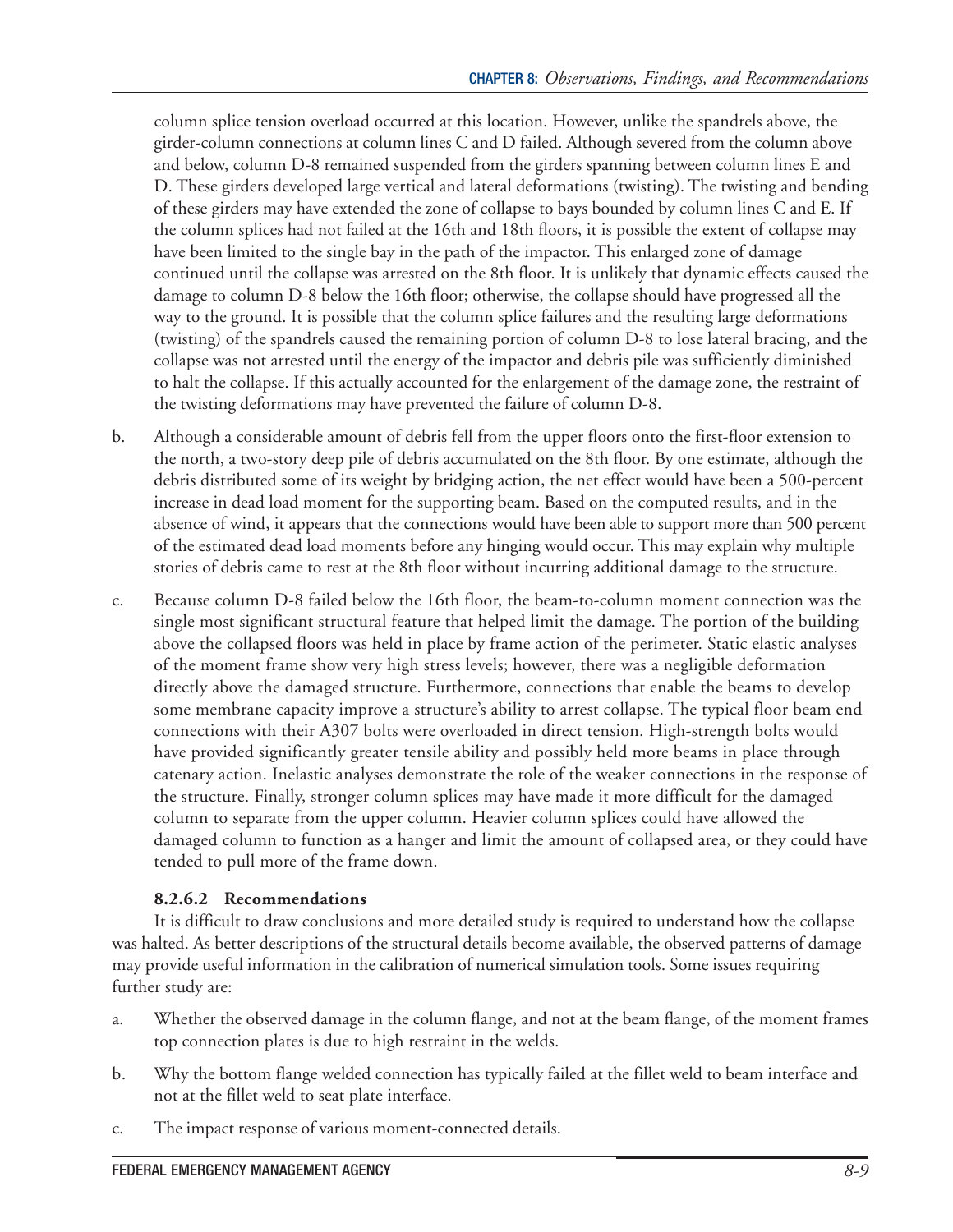column splice tension overload occurred at this location. However, unlike the spandrels above, the girder-column connections at column lines C and D failed. Although severed from the column above and below, column D-8 remained suspended from the girders spanning between column lines E and D. These girders developed large vertical and lateral deformations (twisting). The twisting and bending of these girders may have extended the zone of collapse to bays bounded by column lines C and E. If the column splices had not failed at the 16th and 18th floors, it is possible the extent of collapse may have been limited to the single bay in the path of the impactor. This enlarged zone of damage continued until the collapse was arrested on the 8th floor. It is unlikely that dynamic effects caused the damage to column D-8 below the 16th floor; otherwise, the collapse should have progressed all the way to the ground. It is possible that the column splice failures and the resulting large deformations (twisting) of the spandrels caused the remaining portion of column D-8 to lose lateral bracing, and the collapse was not arrested until the energy of the impactor and debris pile was sufficiently diminished to halt the collapse. If this actually accounted for the enlargement of the damage zone, the restraint of the twisting deformations may have prevented the failure of column D-8.

b. Although a considerable amount of debris fell from the upper floors onto the first-floor extension to the north, a two-story deep pile of debris accumulated on the 8th floor. By one estimate, although the debris distributed some of its weight by bridging action, the net effect would have been a 500-percent increase in dead load moment for the supporting beam. Based on the computed results, and in the absence of wind, it appears that the connections would have been able to support more than 500 percent of the estimated dead load moments before any hinging would occur. This may explain why multiple stories of debris came to rest at the 8th floor without incurring additional damage to the structure.

c. Because column D-8 failed below the 16th floor, the beam-to-column moment connection was the single most significant structural feature that helped limit the damage. The portion of the building above the collapsed floors was held in place by frame action of the perimeter. Static elastic analyses of the moment frame show very high stress levels; however, there was a negligible deformation directly above the damaged structure. Furthermore, connections that enable the beams to develop some membrane capacity improve a structure's ability to arrest collapse. The typical floor beam end connections with their A307 bolts were overloaded in direct tension. High-strength bolts would have provided significantly greater tensile ability and possibly held more beams in place through catenary action. Inelastic analyses demonstrate the role of the weaker connections in the response of the structure. Finally, stronger column splices may have made it more difficult for the damaged column to separate from the upper column. Heavier column splices could have allowed the damaged column to function as a hanger and limit the amount of collapsed area, or they could have tended to pull more of the frame down.

#### 8.2.6.2 Recommendations

It is difficult to draw conclusions and more detailed study is required to understand how the collapse was halted. As better descriptions of the structural details become available, the observed patterns of damage may provide useful information in the calibration of numerical simulation tools. Some issues requiring further study are:

a. Whether the observed damage in the column flange, and not at the beam flange, of the moment frames top connection plates is due to high restraint in the welds.

b. Why the bottom flange welded connection has typically failed at the fillet weld to beam interface and not at the fillet weld to seat plate interface.

c. The impact response of various moment-connected details.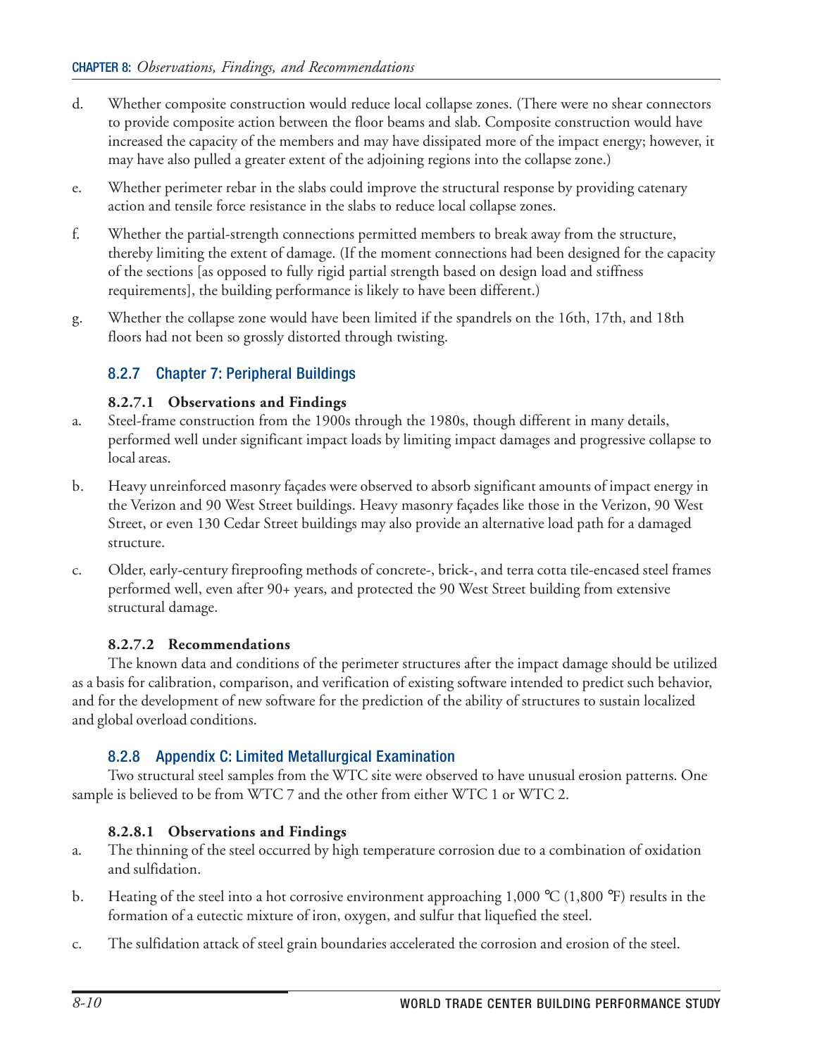d. Whether composite construction would reduce local collapse zones. (There were no shear connectors to provide composite action between the floor beams and slab. Composite construction would have increased the capacity of the members and may have dissipated more of the impact energy; however, it may have also pulled a greater extent of the adjoining regions into the collapse zone.)

e. Whether perimeter rebar in the slabs could improve the structural response by providing catenary action and tensile force resistance in the slabs to reduce local collapse zones.

f. Whether the partial-strength connections permitted members to break away from the structure, thereby limiting the extent of damage. (If the moment connections had been designed for the capacity of the sections [as opposed to fully rigid partial strength based on design load and stiffness requirements], the building performance is likely to have been different.)

g. Whether the collapse zone would have been limited if the spandrels on the 16th, 17th, and 18th floors had not been so grossly distorted through twisting.

### 8.2.7 Chapter 7: Peripheral Buildings

#### 8.2.7.1 Observations and Findings

a. Steel-frame construction from the 1900s through the 1980s, though different in many details, performed well under significant impact loads by limiting impact damages and progressive collapse to local areas.

b. Heavy unreinforced masonry façades were observed to absorb significant amounts of impact energy in the Verizon and 90 West Street buildings. Heavy masonry façades like those in the Verizon, 90 West Street, or even 130 Cedar Street buildings may also provide an alternative load path for a damaged structure.

c. Older, early-century fireproofing methods of concrete-, brick-, and terra cotta tile-encased steel frames performed well, even after 90+ years, and protected the 90 West Street building from extensive structural damage.

#### 8.2.7.2 Recommendations

The known data and conditions of the perimeter structures after the impact damage should be utilized as a basis for calibration, comparison, and verification of existing software intended to predict such behavior, and for the development of new software for the prediction of the ability of structures to sustain localized and global overload conditions.

### 8.2.8 Appendix C: Limited Metallurgical Examination

Two structural steel samples from the WTC site were observed to have unusual erosion patterns. One sample is believed to be from WTC 7 and the other from either WTC 1 or WTC 2.

#### 8.2.8.1 Observations and Findings

a. The thinning of the steel occurred by high temperature corrosion due to a combination of oxidation and sulfidation.

b. Heating of the steel into a hot corrosive environment approaching 1,000 °C (1,800 °F) results in the formation of a eutectic mixture of iron, oxygen, and sulfur that liquefied the steel.

c. The sulfidation attack of steel grain boundaries accelerated the corrosion and erosion of the steel.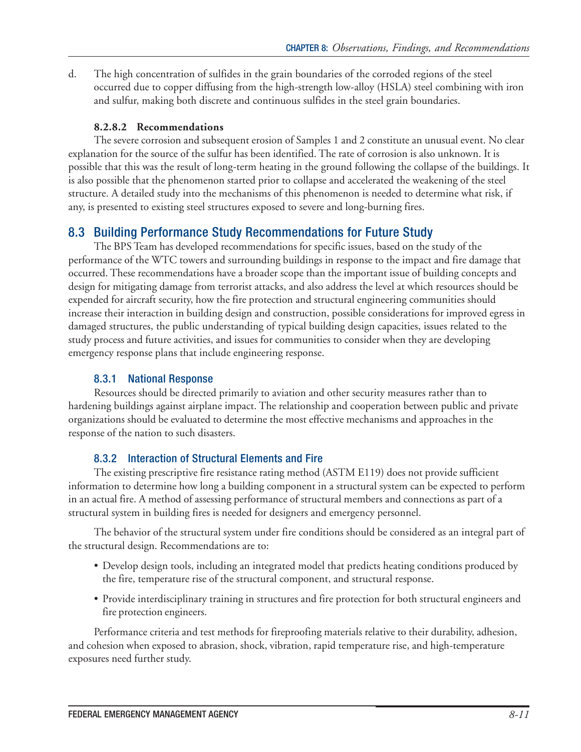d. The high concentration of sulfides in the grain boundaries of the corroded regions of the steel occurred due to copper diffusing from the high-strength low-alloy (HSLA) steel combining with iron and sulfur, making both discrete and continuous sulfides in the steel grain boundaries.

#### 8.2.8.2 Recommendations

The severe corrosion and subsequent erosion of Samples 1 and 2 constitute an unusual event. No clear explanation for the source of the sulfur has been identified. The rate of corrosion is also unknown. It is possible that this was the result of long-term heating in the ground following the collapse of the buildings. It is also possible that the phenomenon started prior to collapse and accelerated the weakening of the steel structure. A detailed study into the mechanisms of this phenomenon is needed to determine what risk, if any, is presented to existing steel structures exposed to severe and long-burning fires.

## 8.3 Building Performance Study Recommendations for Future Study

The BPS Team has developed recommendations for specific issues, based on the study of the performance of the WTC towers and surrounding buildings in response to the impact and fire damage that occurred. These recommendations have a broader scope than the important issue of building concepts and design for mitigating damage from terrorist attacks, and also address the level at which resources should be expended for aircraft security, how the fire protection and structural engineering communities should increase their interaction in building design and construction, possible considerations for improved egress in damaged structures, the public understanding of typical building design capacities, issues related to the study process and future activities, and issues for communities to consider when they are developing emergency response plans that include engineering response.

### 8.3.1 National Response

Resources should be directed primarily to aviation and other security measures rather than to hardening buildings against airplane impact. The relationship and cooperation between public and private organizations should be evaluated to determine the most effective mechanisms and approaches in the response of the nation to such disasters.

### 8.3.2 Interaction of Structural Elements and Fire

The existing prescriptive fire resistance rating method (ASTM E119) does not provide sufficient information to determine how long a building component in a structural system can be expected to perform in an actual fire. A method of assessing performance of structural members and connections as part of a structural system in building fires is needed for designers and emergency personnel.

The behavior of the structural system under fire conditions should be considered as an integral part of the structural design. Recommendations are to:

- Develop design tools, including an integrated model that predicts heating conditions produced by the fire, temperature rise of the structural component, and structural response.
- Provide interdisciplinary training in structures and fire protection for both structural engineers and fire protection engineers.

Performance criteria and test methods for fireproofing materials relative to their durability, adhesion, and cohesion when exposed to abrasion, shock, vibration, rapid temperature rise, and high-temperature exposures need further study.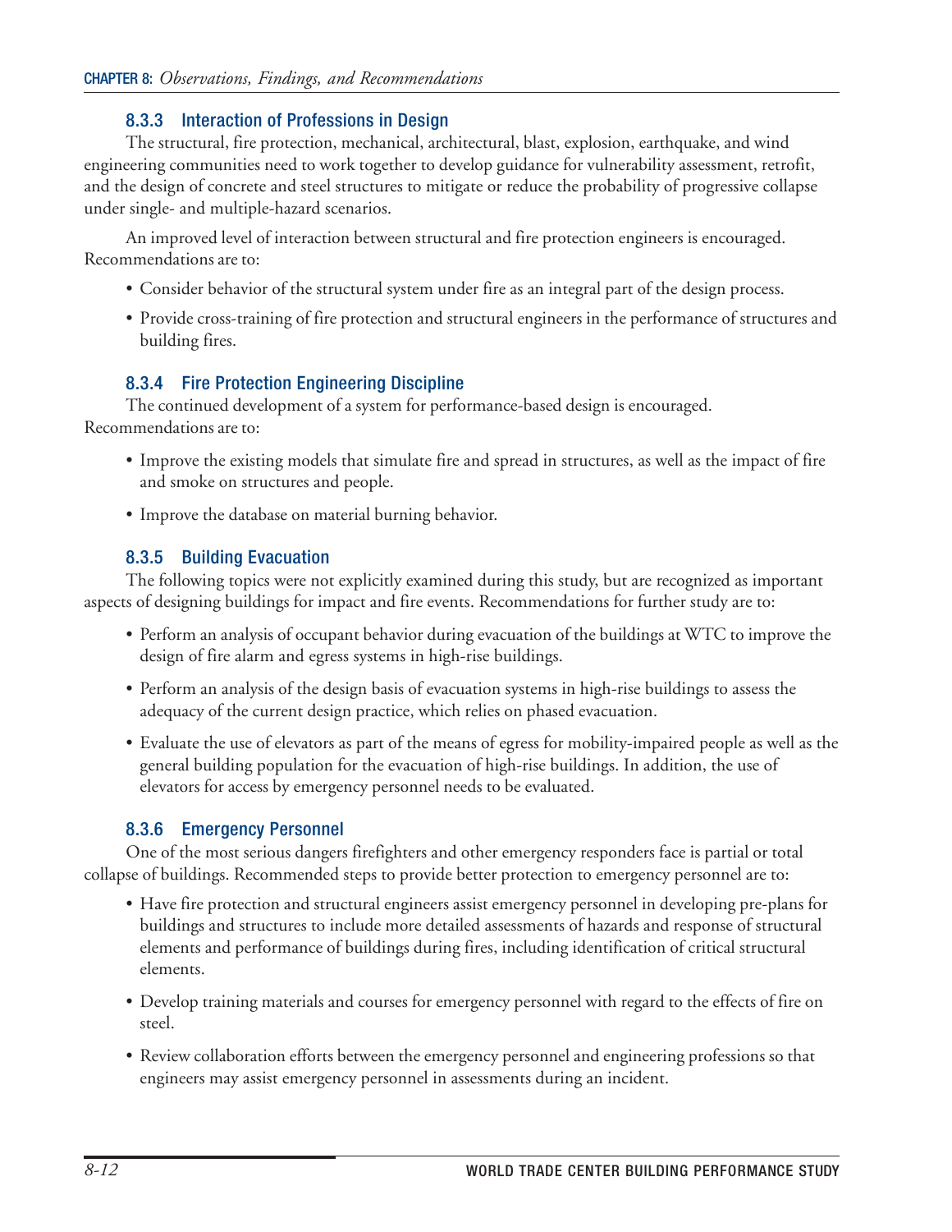### 8.3.3 Interaction of Professions in Design

The structural, fire protection, mechanical, architectural, blast, explosion, earthquake, and wind engineering communities need to work together to develop guidance for vulnerability assessment, retrofit, and the design of concrete and steel structures to mitigate or reduce the probability of progressive collapse under single- and multiple-hazard scenarios.

An improved level of interaction between structural and fire protection engineers is encouraged. Recommendations are to:

- Consider behavior of the structural system under fire as an integral part of the design process.
- Provide cross-training of fire protection and structural engineers in the performance of structures and building fires.

### 8.3.4 Fire Protection Engineering Discipline

The continued development of a system for performance-based design is encouraged. Recommendations are to:

- Improve the existing models that simulate fire and spread in structures, as well as the impact of fire and smoke on structures and people.
- Improve the database on material burning behavior.

### 8.3.5 Building Evacuation

The following topics were not explicitly examined during this study, but are recognized as important aspects of designing buildings for impact and fire events. Recommendations for further study are to:

- Perform an analysis of occupant behavior during evacuation of the buildings at WTC to improve the design of fire alarm and egress systems in high-rise buildings.
- Perform an analysis of the design basis of evacuation systems in high-rise buildings to assess the adequacy of the current design practice, which relies on phased evacuation.
- Evaluate the use of elevators as part of the means of egress for mobility-impaired people as well as the general building population for the evacuation of high-rise buildings. In addition, the use of elevators for access by emergency personnel needs to be evaluated.

### 8.3.6 Emergency Personnel

One of the most serious dangers firefighters and other emergency responders face is partial or total collapse of buildings. Recommended steps to provide better protection to emergency personnel are to:

- Have fire protection and structural engineers assist emergency personnel in developing pre-plans for buildings and structures to include more detailed assessments of hazards and response of structural elements and performance of buildings during fires, including identification of critical structural elements.
- Develop training materials and courses for emergency personnel with regard to the effects of fire on steel.
- Review collaboration efforts between the emergency personnel and engineering professions so that engineers may assist emergency personnel in assessments during an incident.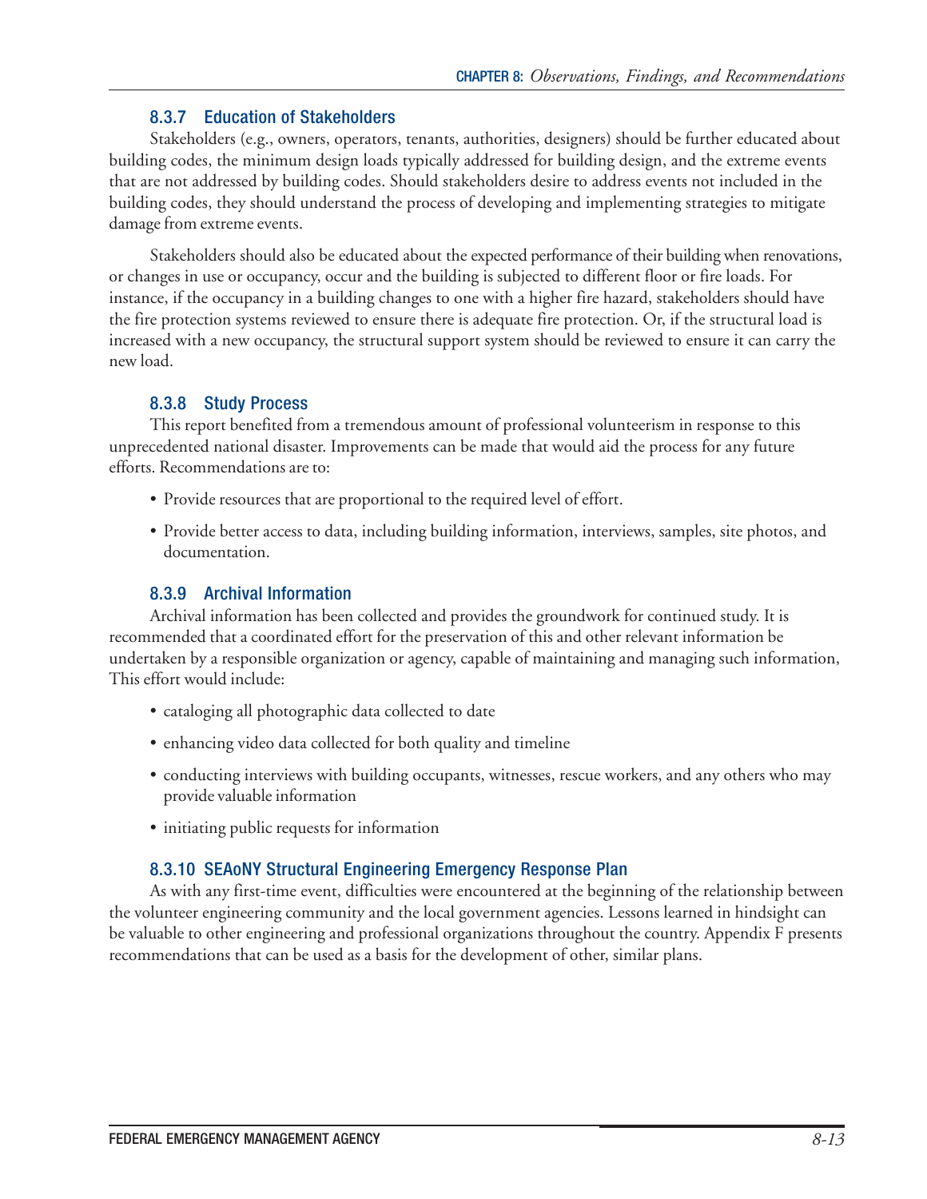### 8.3.7 Education of Stakeholders

Stakeholders (e.g., owners, operators, tenants, authorities, designers) should be further educated about building codes, the minimum design loads typically addressed for building design, and the extreme events that are not addressed by building codes. Should stakeholders desire to address events not included in the building codes, they should understand the process of developing and implementing strategies to mitigate damage from extreme events.

Stakeholders should also be educated about the expected performance of their building when renovations, or changes in use or occupancy, occur and the building is subjected to different floor or fire loads. For instance, if the occupancy in a building changes to one with a higher fire hazard, stakeholders should have the fire protection systems reviewed to ensure there is adequate fire protection. Or, if the structural load is increased with a new occupancy, the structural support system should be reviewed to ensure it can carry the new load.

### 8.3.8 Study Process

This report benefited from a tremendous amount of professional volunteerism in response to this unprecedented national disaster. Improvements can be made that would aid the process for any future efforts. Recommendations are to:

- Provide resources that are proportional to the required level of effort.
- Provide better access to data, including building information, interviews, samples, site photos, and documentation.

### 8.3.9 Archival Information

Archival information has been collected and provides the groundwork for continued study. It is recommended that a coordinated effort for the preservation of this and other relevant information be undertaken by a responsible organization or agency, capable of maintaining and managing such information, This effort would include:

- cataloging all photographic data collected to date
- enhancing video data collected for both quality and timeline
- conducting interviews with building occupants, witnesses, rescue workers, and any others who may provide valuable information
- initiating public requests for information

### 8.3.10 SEAoNY Structural Engineering Emergency Response Plan

As with any first-time event, difficulties were encountered at the beginning of the relationship between the volunteer engineering community and the local government agencies. Lessons learned in hindsight can be valuable to other engineering and professional organizations throughout the country. Appendix F presents recommendations that can be used as a basis for the development of other, similar plans.